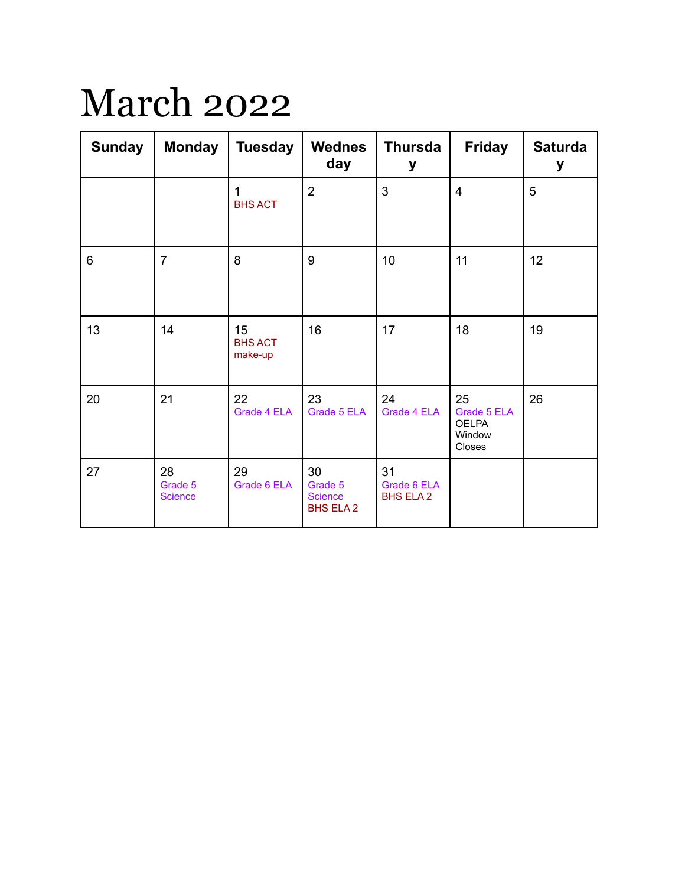# March 2022

| Sunday | Monday | Tuesday | Wednesday | Thursday | Friday | Saturday |
|---|---|---|---|---|---|---|
| | | 1 BHS ACT | 2 | 3 | 4 | 5 |
| 6 | 7 | 8 | 9 | 10 | 11 | 12 |
| 13 | 14 | 15 BHS ACT make-up | 16 | 17 | 18 | 19 |
| 20 | 21 | 22 Grade 4 ELA | 23 Grade 5 ELA | 24 Grade 4 ELA | 25 Grade 5 ELA OELPA Window Closes | 26 |
| 27 | 28 Grade 5 Science | 29 Grade 6 ELA | 30 Grade 5 Science BHS ELA 2 | 31 Grade 6 ELA BHS ELA 2 | | |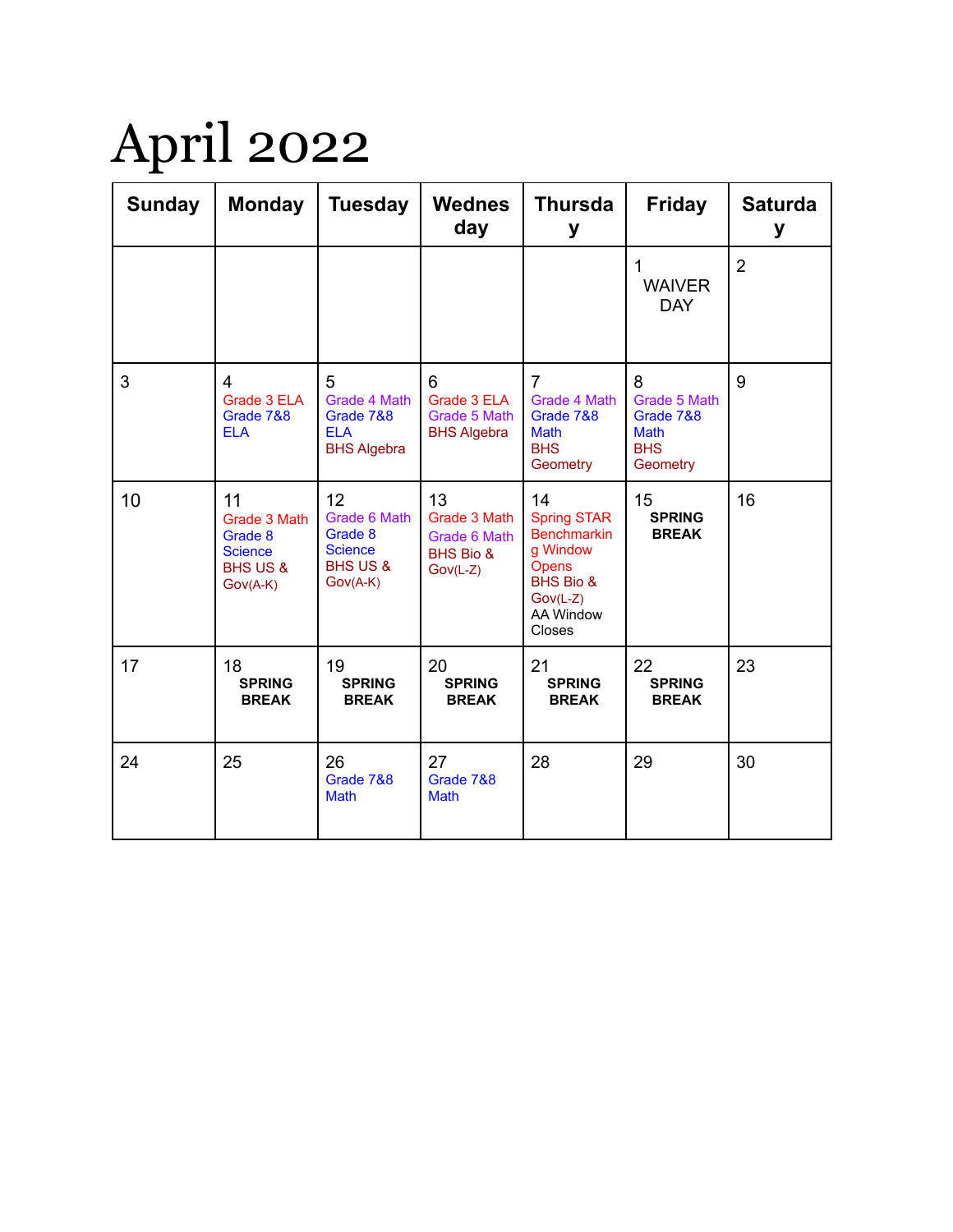# April 2022

| Sunday | Monday | Tuesday | Wednesday | Thursday | Friday | Saturday |
|---|---|---|---|---|---|---|
| | | | | | 1<br>WAIVER DAY | 2 |
| 3 | 4<br>Grade 3 ELA<br>Grade 7&8 ELA | 5<br>Grade 4 Math<br>Grade 7&8 ELA<br>BHS Algebra | 6<br>Grade 3 ELA<br>Grade 5 Math<br>BHS Algebra | 7<br>Grade 4 Math<br>Grade 7&8 Math<br>BHS Geometry | 8<br>Grade 5 Math<br>Grade 7&8 Math<br>BHS Geometry | 9 |
| 10 | 11<br>Grade 3 Math<br>Grade 8 Science<br>BHS US & Gov(A-K) | 12<br>Grade 6 Math<br>Grade 8 Science<br>BHS US & Gov(A-K) | 13<br>Grade 3 Math<br>Grade 6 Math<br>BHS Bio & Gov(L-Z) | 14<br>Spring STAR Benchmarking Window Opens<br>BHS Bio & Gov(L-Z)<br>AA Window Closes | 15<br>**SPRING BREAK** | 16 |
| 17 | 18<br>**SPRING BREAK** | 19<br>**SPRING BREAK** | 20<br>**SPRING BREAK** | 21<br>**SPRING BREAK** | 22<br>**SPRING BREAK** | 23 |
| 24 | 25 | 26<br>Grade 7&8 Math | 27<br>Grade 7&8 Math | 28 | 29 | 30 |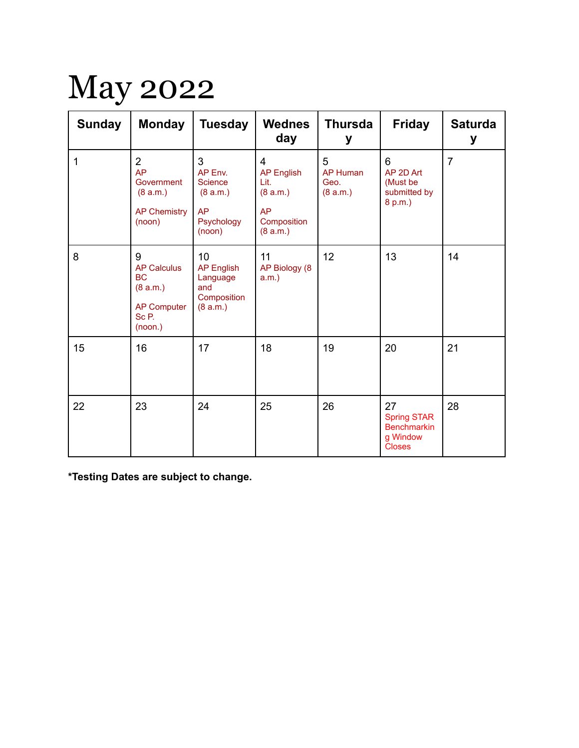# May 2022

| Sunday | Monday | Tuesday | Wednesday | Thursday | Friday | Saturday |
|---|---|---|---|---|---|---|
| 1 | 2 AP Government (8 a.m.) AP Chemistry (noon) | 3 AP Env. Science (8 a.m.) AP Psychology (noon) | 4 AP English Lit. (8 a.m.) AP Composition (8 a.m.) | 5 AP Human Geo. (8 a.m.) | 6 AP 2D Art (Must be submitted by 8 p.m.) | 7 |
| 8 | 9 AP Calculus BC (8 a.m.) AP Computer Sc P. (noon.) | 10 AP English Language and Composition (8 a.m.) | 11 AP Biology (8 a.m.) | 12 | 13 | 14 |
| 15 | 16 | 17 | 18 | 19 | 20 | 21 |
| 22 | 23 | 24 | 25 | 26 | 27 Spring STAR Benchmarking Window Closes | 28 |

**\*Testing Dates are subject to change.**